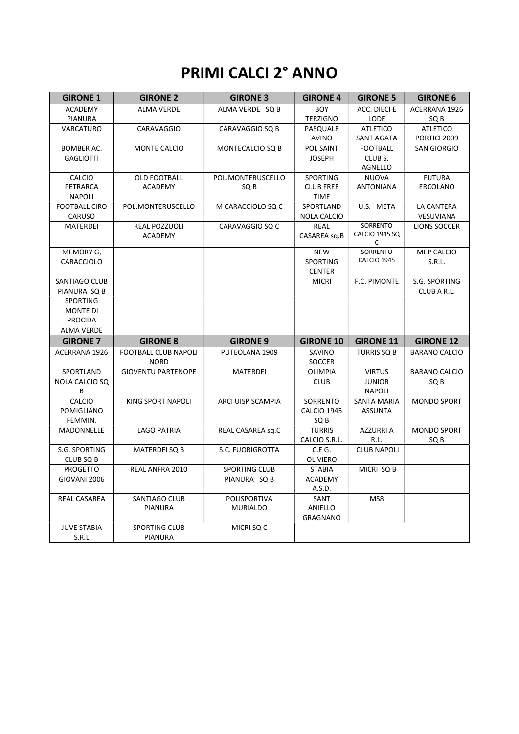# PRIMI CALCI 2° ANNO

| GIRONE 1 | GIRONE 2 | GIRONE 3 | GIRONE 4 | GIRONE 5 | GIRONE 6 |
|---|---|---|---|---|---|
| ACADEMY PIANURA | ALMA VERDE | ALMA VERDE SQ B | BOY TERZIGNO | ACC. DIECI E LODE | ACERRANA 1926 SQ B |
| VARCATURO | CARAVAGGIO | CARAVAGGIO SQ B | PASQUALE AVINO | ATLETICO SANT AGATA | ATLETICO PORTICI 2009 |
| BOMBER AC. GAGLIOTTI | MONTE CALCIO | MONTECALCIO SQ B | POL SAINT JOSEPH | FOOTBALL CLUB S. AGNELLO | SAN GIORGIO |
| CALCIO PETRARCA NAPOLI | OLD FOOTBALL ACADEMY | POL.MONTERUSCELLO SQ B | SPORTING CLUB FREE TIME | NUOVA ANTONIANA | FUTURA ERCOLANO |
| FOOTBALL CIRO CARUSO | POL.MONTERUSCELLO | M CARACCIOLO SQ C | SPORTLAND NOLA CALCIO | U.S. META | LA CANTERA VESUVIANA |
| MATERDEI | REAL POZZUOLI ACADEMY | CARAVAGGIO SQ C | REAL CASAREA sq.B | SORRENTO CALCIO 1945 SQ C | LIONS SOCCER |
| MEMORY G, CARACCIOLO | | | NEW SPORTING CENTER | SORRENTO CALCIO 1945 | MEP CALCIO S.R.L. |
| SANTIAGO CLUB PIANURA SQ B | | | MICRI | F.C. PIMONTE | S.G. SPORTING CLUB A R.L. |
| SPORTING MONTE DI PROCIDA | | | | | |
| ALMA VERDE | | | | | |
| **GIRONE 7** | **GIRONE 8** | **GIRONE 9** | **GIRONE 10** | **GIRONE 11** | **GIRONE 12** |
| ACERRANA 1926 | FOOTBALL CLUB NAPOLI NORD | PUTEOLANA 1909 | SAVINO SOCCER | TURRIS SQ B | BARANO CALCIO |
| SPORTLAND NOLA CALCIO SQ B | GIOVENTU PARTENOPE | MATERDEI | OLIMPIA CLUB | VIRTUS JUNIOR NAPOLI | BARANO CALCIO SQ B |
| CALCIO POMIGLIANO FEMMIN. | KING SPORT NAPOLI | ARCI UISP SCAMPIA | SORRENTO CALCIO 1945 SQ B | SANTA MARIA ASSUNTA | MONDO SPORT |
| MADONNELLE | LAGO PATRIA | REAL CASAREA sq.C | TURRIS CALCIO S.R.L. | AZZURRI A R.L. | MONDO SPORT SQ B |
| S.G. SPORTING CLUB SQ B | MATERDEI SQ B | S.C. FUORIGROTTA | C.E G. OLIVIERO | CLUB NAPOLI | |
| PROGETTO GIOVANI 2006 | REAL ANFRA 2010 | SPORTING CLUB PIANURA SQ B | STABIA ACADEMY A.S.D. | MICRI SQ B | |
| REAL CASAREA | SANTIAGO CLUB PIANURA | POLISPORTIVA MURIALDO | SANT ANIELLO GRAGNANO | MS8 | |
| JUVE STABIA S.R.L | SPORTING CLUB PIANURA | MICRI SQ C | | | |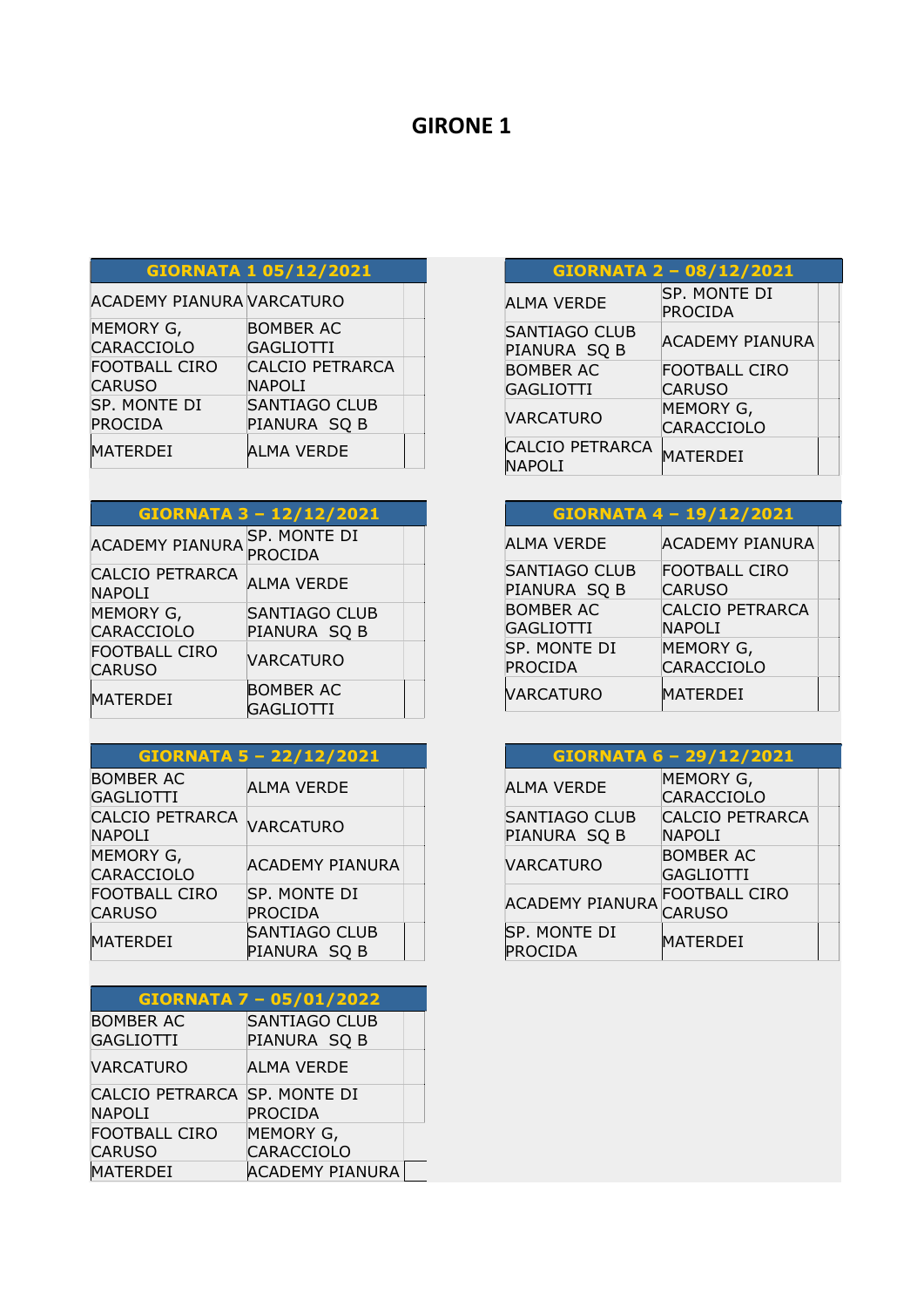# GIRONE 1

| GIORNATA 1 05/12/2021 | | |
|---|---|---|
| ACADEMY PIANURA | VARCATURO | |
| MEMORY G, CARACCIOLO | BOMBER AC GAGLIOTTI | |
| FOOTBALL CIRO CARUSO | CALCIO PETRARCA NAPOLI | |
| SP. MONTE DI PROCIDA | SANTIAGO CLUB PIANURA SQ B | |
| MATERDEI | ALMA VERDE | |

| GIORNATA 2 – 08/12/2021 | | |
|---|---|---|
| ALMA VERDE | SP. MONTE DI PROCIDA | |
| SANTIAGO CLUB PIANURA SQ B | ACADEMY PIANURA | |
| BOMBER AC GAGLIOTTI | FOOTBALL CIRO CARUSO | |
| VARCATURO | MEMORY G, CARACCIOLO | |
| CALCIO PETRARCA NAPOLI | MATERDEI | |

| GIORNATA 3 – 12/12/2021 | | |
|---|---|---|
| ACADEMY PIANURA | SP. MONTE DI PROCIDA | |
| CALCIO PETRARCA NAPOLI | ALMA VERDE | |
| MEMORY G, CARACCIOLO | SANTIAGO CLUB PIANURA SQ B | |
| FOOTBALL CIRO CARUSO | VARCATURO | |
| MATERDEI | BOMBER AC GAGLIOTTI | |

| GIORNATA 4 – 19/12/2021 | | |
|---|---|---|
| ALMA VERDE | ACADEMY PIANURA | |
| SANTIAGO CLUB PIANURA SQ B | FOOTBALL CIRO CARUSO | |
| BOMBER AC GAGLIOTTI | CALCIO PETRARCA NAPOLI | |
| SP. MONTE DI PROCIDA | MEMORY G, CARACCIOLO | |
| VARCATURO | MATERDEI | |

| GIORNATA 5 – 22/12/2021 | | |
|---|---|---|
| BOMBER AC GAGLIOTTI | ALMA VERDE | |
| CALCIO PETRARCA NAPOLI | VARCATURO | |
| MEMORY G, CARACCIOLO | ACADEMY PIANURA | |
| FOOTBALL CIRO CARUSO | SP. MONTE DI PROCIDA | |
| MATERDEI | SANTIAGO CLUB PIANURA SQ B | |

| GIORNATA 6 – 29/12/2021 | | |
|---|---|---|
| ALMA VERDE | MEMORY G, CARACCIOLO | |
| SANTIAGO CLUB PIANURA SQ B | CALCIO PETRARCA NAPOLI | |
| VARCATURO | BOMBER AC GAGLIOTTI | |
| ACADEMY PIANURA | FOOTBALL CIRO CARUSO | |
| SP. MONTE DI PROCIDA | MATERDEI | |

| GIORNATA 7 – 05/01/2022 | | |
|---|---|---|
| BOMBER AC GAGLIOTTI | SANTIAGO CLUB PIANURA SQ B | |
| VARCATURO | ALMA VERDE | |
| CALCIO PETRARCA NAPOLI | SP. MONTE DI PROCIDA | |
| FOOTBALL CIRO CARUSO | MEMORY G, CARACCIOLO | |
| MATERDEI | ACADEMY PIANURA | |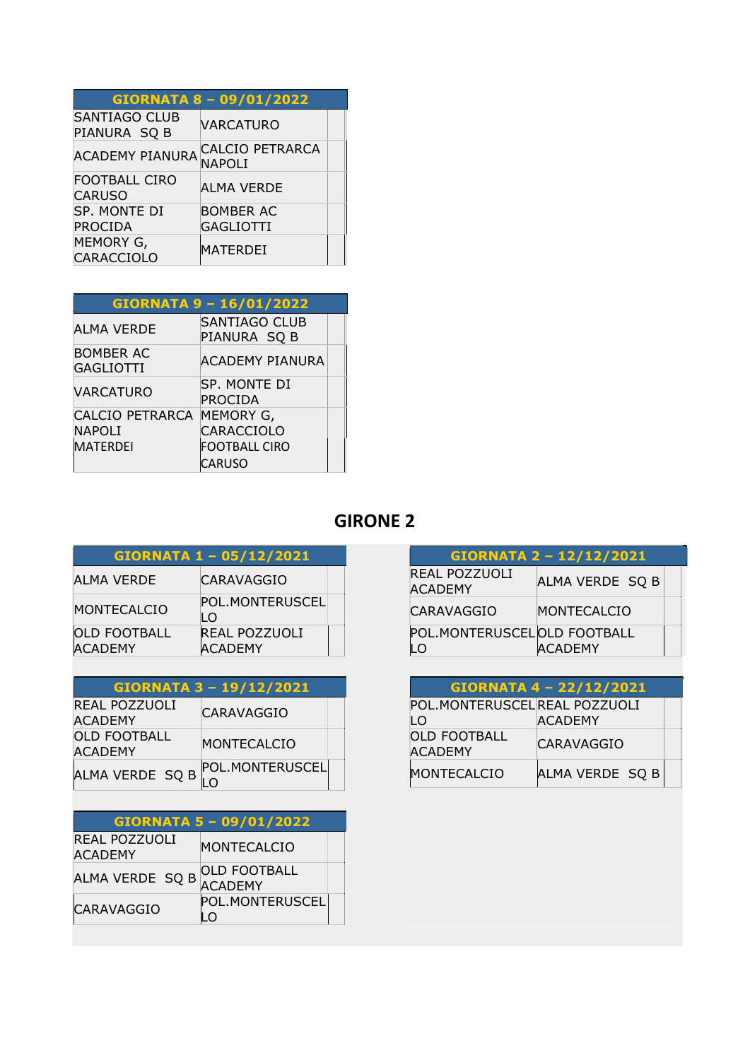| GIORNATA 8 – 09/01/2022 | | |
|---|---|---|
| SANTIAGO CLUB PIANURA SQ B | VARCATURO | |
| ACADEMY PIANURA | CALCIO PETRARCA NAPOLI | |
| FOOTBALL CIRO CARUSO | ALMA VERDE | |
| SP. MONTE DI PROCIDA | BOMBER AC GAGLIOTTI | |
| MEMORY G, CARACCIOLO | MATERDEI | |

| GIORNATA 9 – 16/01/2022 | | |
|---|---|---|
| ALMA VERDE | SANTIAGO CLUB PIANURA SQ B | |
| BOMBER AC GAGLIOTTI | ACADEMY PIANURA | |
| VARCATURO | SP. MONTE DI PROCIDA | |
| CALCIO PETRARCA NAPOLI | MEMORY G, CARACCIOLO | |
| MATERDEI | FOOTBALL CIRO CARUSO | |

## GIRONE 2

| GIORNATA 1 – 05/12/2021 | | |
|---|---|---|
| ALMA VERDE | CARAVAGGIO | |
| MONTECALCIO | POL.MONTERUSCELLO | |
| OLD FOOTBALL ACADEMY | REAL POZZUOLI ACADEMY | |

| GIORNATA 2 – 12/12/2021 | | |
|---|---|---|
| REAL POZZUOLI ACADEMY | ALMA VERDE SQ B | |
| CARAVAGGIO | MONTECALCIO | |
| POL.MONTERUSCELLO | OLD FOOTBALL ACADEMY | |

| GIORNATA 3 – 19/12/2021 | | |
|---|---|---|
| REAL POZZUOLI ACADEMY | CARAVAGGIO | |
| OLD FOOTBALL ACADEMY | MONTECALCIO | |
| ALMA VERDE SQ B | POL.MONTERUSCELLO | |

| GIORNATA 4 – 22/12/2021 | | |
|---|---|---|
| POL.MONTERUSCELLO | REAL POZZUOLI ACADEMY | |
| OLD FOOTBALL ACADEMY | CARAVAGGIO | |
| MONTECALCIO | ALMA VERDE SQ B | |

| GIORNATA 5 – 09/01/2022 | | |
|---|---|---|
| REAL POZZUOLI ACADEMY | MONTECALCIO | |
| ALMA VERDE SQ B | OLD FOOTBALL ACADEMY | |
| CARAVAGGIO | POL.MONTERUSCELLO | |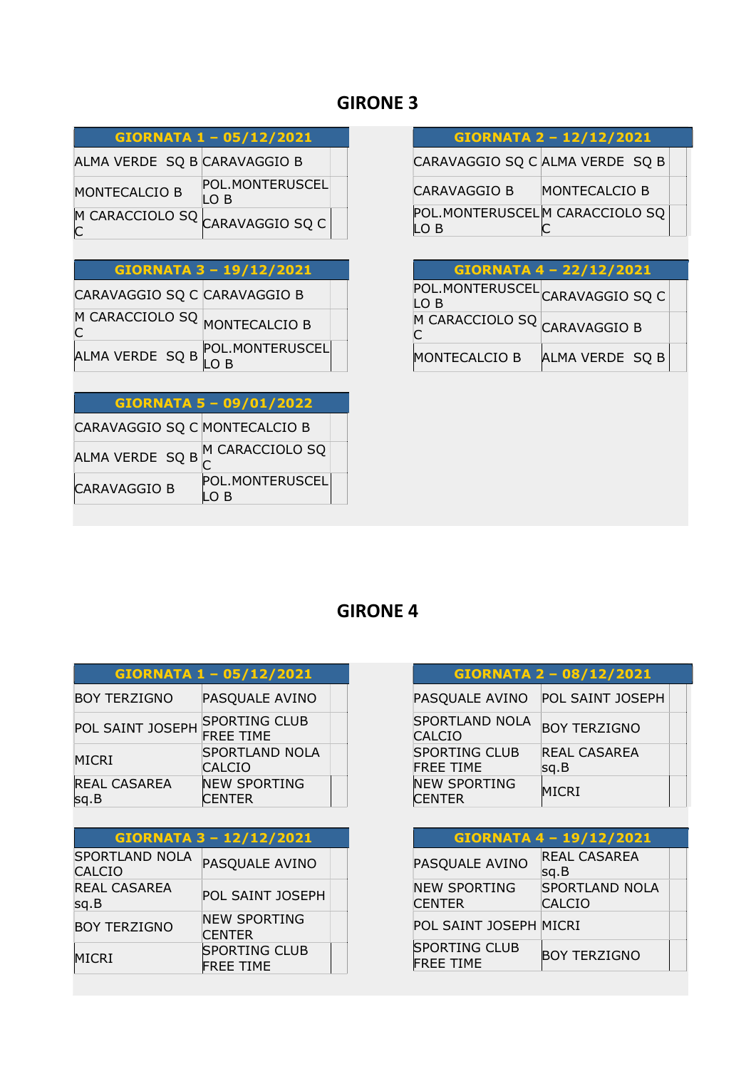# GIRONE 3

| GIORNATA 1 – 05/12/2021 | | |
|---|---|---|
| ALMA VERDE SQ B | CARAVAGGIO B | |
| MONTECALCIO B | POL.MONTERUSCELLO B | |
| M CARACCIOLO SQ C | CARAVAGGIO SQ C | |

| GIORNATA 2 – 12/12/2021 | | |
|---|---|---|
| CARAVAGGIO SQ C | ALMA VERDE SQ B | |
| CARAVAGGIO B | MONTECALCIO B | |
| POL.MONTERUSCELLO B | M CARACCIOLO SQ C | |

| GIORNATA 3 – 19/12/2021 | | |
|---|---|---|
| CARAVAGGIO SQ C | CARAVAGGIO B | |
| M CARACCIOLO SQ C | MONTECALCIO B | |
| ALMA VERDE SQ B | POL.MONTERUSCELLO B | |

| GIORNATA 4 – 22/12/2021 | | |
|---|---|---|
| POL.MONTERUSCELLO B | CARAVAGGIO SQ C | |
| M CARACCIOLO SQ C | CARAVAGGIO B | |
| MONTECALCIO B | ALMA VERDE SQ B | |

| GIORNATA 5 – 09/01/2022 | | |
|---|---|---|
| CARAVAGGIO SQ C | MONTECALCIO B | |
| ALMA VERDE SQ B | M CARACCIOLO SQ C | |
| CARAVAGGIO B | POL.MONTERUSCELLO B | |

# GIRONE 4

| GIORNATA 1 – 05/12/2021 | | |
|---|---|---|
| BOY TERZIGNO | PASQUALE AVINO | |
| POL SAINT JOSEPH | SPORTING CLUB FREE TIME | |
| MICRI | SPORTLAND NOLA CALCIO | |
| REAL CASAREA sq.B | NEW SPORTING CENTER | |

| GIORNATA 2 – 08/12/2021 | | |
|---|---|---|
| PASQUALE AVINO | POL SAINT JOSEPH | |
| SPORTLAND NOLA CALCIO | BOY TERZIGNO | |
| SPORTING CLUB FREE TIME | REAL CASAREA sq.B | |
| NEW SPORTING CENTER | MICRI | |

| GIORNATA 3 – 12/12/2021 | | |
|---|---|---|
| SPORTLAND NOLA CALCIO | PASQUALE AVINO | |
| REAL CASAREA sq.B | POL SAINT JOSEPH | |
| BOY TERZIGNO | NEW SPORTING CENTER | |
| MICRI | SPORTING CLUB FREE TIME | |

| GIORNATA 4 – 19/12/2021 | | |
|---|---|---|
| PASQUALE AVINO | REAL CASAREA sq.B | |
| NEW SPORTING CENTER | SPORTLAND NOLA CALCIO | |
| POL SAINT JOSEPH | MICRI | |
| SPORTING CLUB FREE TIME | BOY TERZIGNO | |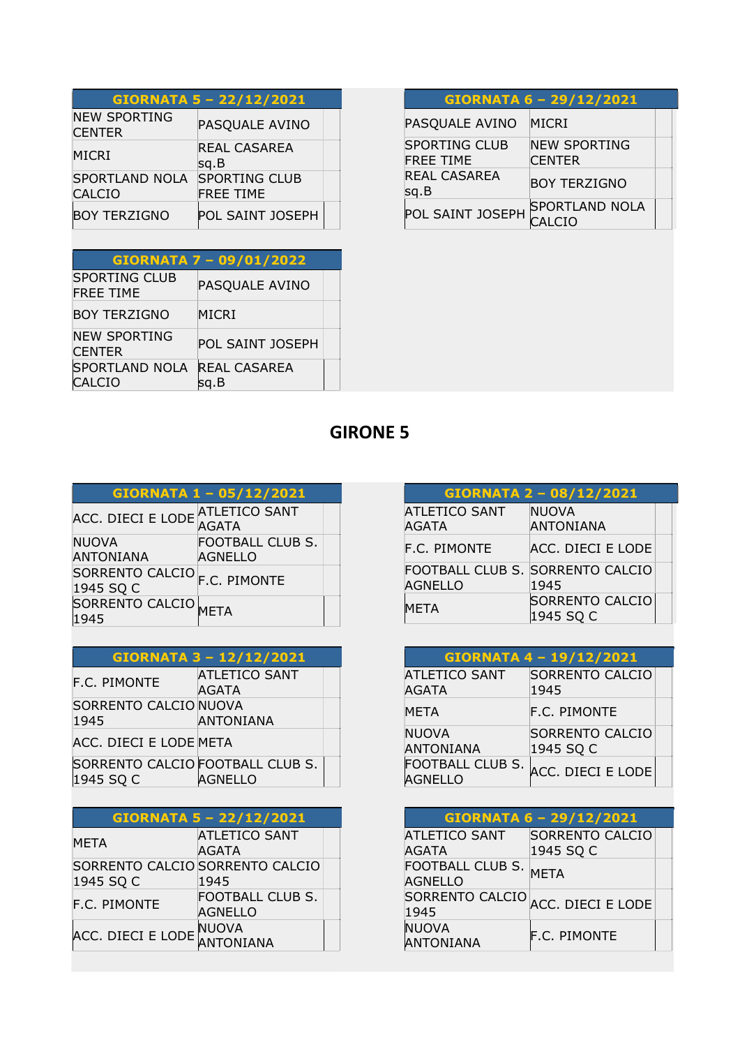| GIORNATA 5 – 22/12/2021 | | |
|---|---|---|
| NEW SPORTING CENTER | PASQUALE AVINO | |
| MICRI | REAL CASAREA sq.B | |
| SPORTLAND NOLA CALCIO | SPORTING CLUB FREE TIME | |
| BOY TERZIGNO | POL SAINT JOSEPH | |

| GIORNATA 6 – 29/12/2021 | | |
|---|---|---|
| PASQUALE AVINO | MICRI | |
| SPORTING CLUB FREE TIME | NEW SPORTING CENTER | |
| REAL CASAREA sq.B | BOY TERZIGNO | |
| POL SAINT JOSEPH | SPORTLAND NOLA CALCIO | |

| GIORNATA 7 – 09/01/2022 | | |
|---|---|---|
| SPORTING CLUB FREE TIME | PASQUALE AVINO | |
| BOY TERZIGNO | MICRI | |
| NEW SPORTING CENTER | POL SAINT JOSEPH | |
| SPORTLAND NOLA CALCIO | REAL CASAREA sq.B | |

## GIRONE 5

| GIORNATA 1 – 05/12/2021 | | |
|---|---|---|
| ACC. DIECI E LODE | ATLETICO SANT AGATA | |
| NUOVA ANTONIANA | FOOTBALL CLUB S. AGNELLO | |
| SORRENTO CALCIO 1945 SQ C | F.C. PIMONTE | |
| SORRENTO CALCIO 1945 | META | |

| GIORNATA 2 – 08/12/2021 | | |
|---|---|---|
| ATLETICO SANT AGATA | NUOVA ANTONIANA | |
| F.C. PIMONTE | ACC. DIECI E LODE | |
| FOOTBALL CLUB S. AGNELLO | SORRENTO CALCIO 1945 | |
| META | SORRENTO CALCIO 1945 SQ C | |

| GIORNATA 3 – 12/12/2021 | | |
|---|---|---|
| F.C. PIMONTE | ATLETICO SANT AGATA | |
| SORRENTO CALCIO 1945 | NUOVA ANTONIANA | |
| ACC. DIECI E LODE | META | |
| SORRENTO CALCIO 1945 SQ C | FOOTBALL CLUB S. AGNELLO | |

| GIORNATA 4 – 19/12/2021 | | |
|---|---|---|
| ATLETICO SANT AGATA | SORRENTO CALCIO 1945 | |
| META | F.C. PIMONTE | |
| NUOVA ANTONIANA | SORRENTO CALCIO 1945 SQ C | |
| FOOTBALL CLUB S. AGNELLO | ACC. DIECI E LODE | |

| GIORNATA 5 – 22/12/2021 | | |
|---|---|---|
| META | ATLETICO SANT AGATA | |
| SORRENTO CALCIO 1945 SQ C | SORRENTO CALCIO 1945 | |
| F.C. PIMONTE | FOOTBALL CLUB S. AGNELLO | |
| ACC. DIECI E LODE | NUOVA ANTONIANA | |

| GIORNATA 6 – 29/12/2021 | | |
|---|---|---|
| ATLETICO SANT AGATA | SORRENTO CALCIO 1945 SQ C | |
| FOOTBALL CLUB S. AGNELLO | META | |
| SORRENTO CALCIO 1945 | ACC. DIECI E LODE | |
| NUOVA ANTONIANA | F.C. PIMONTE | |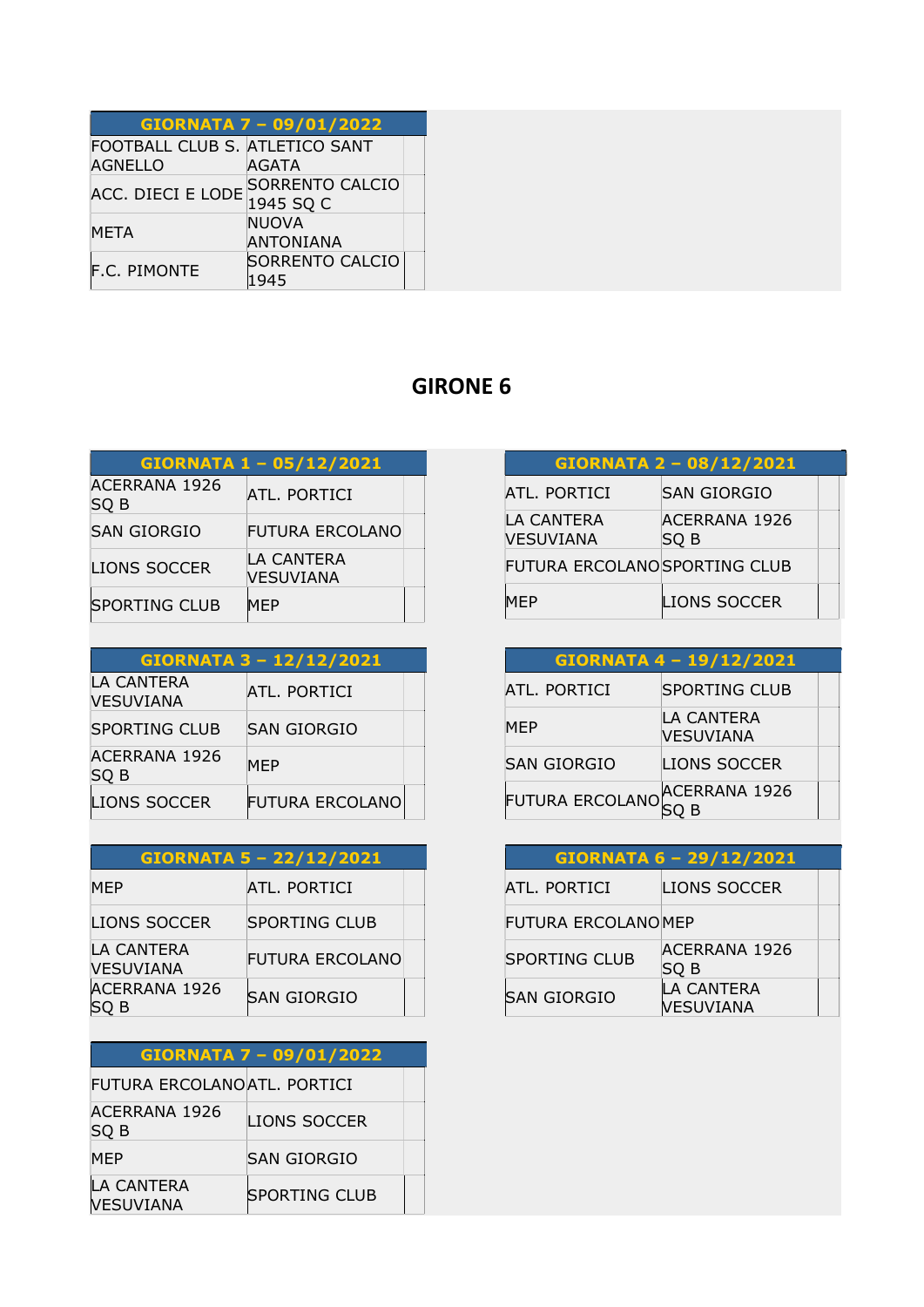| GIORNATA 7 – 09/01/2022 | | |
|---|---|---|
| FOOTBALL CLUB S. AGNELLO | ATLETICO SANT AGATA | |
| ACC. DIECI E LODE | SORRENTO CALCIO 1945 SQ C | |
| META | NUOVA ANTONIANA | |
| F.C. PIMONTE | SORRENTO CALCIO 1945 | |

# GIRONE 6

| GIORNATA 1 – 05/12/2021 | | |
|---|---|---|
| ACERRANA 1926 SQ B | ATL. PORTICI | |
| SAN GIORGIO | FUTURA ERCOLANO | |
| LIONS SOCCER | LA CANTERA VESUVIANA | |
| SPORTING CLUB | MEP | |

| GIORNATA 2 – 08/12/2021 | | |
|---|---|---|
| ATL. PORTICI | SAN GIORGIO | |
| LA CANTERA VESUVIANA | ACERRANA 1926 SQ B | |
| FUTURA ERCOLANO | SPORTING CLUB | |
| MEP | LIONS SOCCER | |

| GIORNATA 3 – 12/12/2021 | | |
|---|---|---|
| LA CANTERA VESUVIANA | ATL. PORTICI | |
| SPORTING CLUB | SAN GIORGIO | |
| ACERRANA 1926 SQ B | MEP | |
| LIONS SOCCER | FUTURA ERCOLANO | |

| GIORNATA 4 – 19/12/2021 | | |
|---|---|---|
| ATL. PORTICI | SPORTING CLUB | |
| MEP | LA CANTERA VESUVIANA | |
| SAN GIORGIO | LIONS SOCCER | |
| FUTURA ERCOLANO | ACERRANA 1926 SQ B | |

| GIORNATA 5 – 22/12/2021 | | |
|---|---|---|
| MEP | ATL. PORTICI | |
| LIONS SOCCER | SPORTING CLUB | |
| LA CANTERA VESUVIANA | FUTURA ERCOLANO | |
| ACERRANA 1926 SQ B | SAN GIORGIO | |

| GIORNATA 6 – 29/12/2021 | | |
|---|---|---|
| ATL. PORTICI | LIONS SOCCER | |
| FUTURA ERCOLANO | MEP | |
| SPORTING CLUB | ACERRANA 1926 SQ B | |
| SAN GIORGIO | LA CANTERA VESUVIANA | |

| GIORNATA 7 – 09/01/2022 | | |
|---|---|---|
| FUTURA ERCOLANO | ATL. PORTICI | |
| ACERRANA 1926 SQ B | LIONS SOCCER | |
| MEP | SAN GIORGIO | |
| LA CANTERA VESUVIANA | SPORTING CLUB | |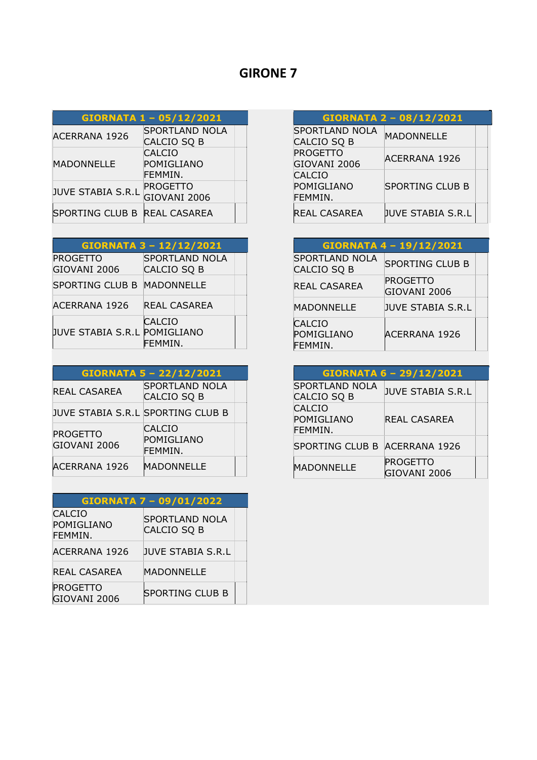# GIRONE 7

| GIORNATA 1 – 05/12/2021 | | |
|---|---|---|
| ACERRANA 1926 | SPORTLAND NOLA CALCIO SQ B | |
| MADONNELLE | CALCIO POMIGLIANO FEMMIN. | |
| JUVE STABIA S.R.L | PROGETTO GIOVANI 2006 | |
| SPORTING CLUB B | REAL CASAREA | |

| GIORNATA 2 – 08/12/2021 | | |
|---|---|---|
| SPORTLAND NOLA CALCIO SQ B | MADONNELLE | |
| PROGETTO GIOVANI 2006 | ACERRANA 1926 | |
| CALCIO POMIGLIANO FEMMIN. | SPORTING CLUB B | |
| REAL CASAREA | JUVE STABIA S.R.L | |

| GIORNATA 3 – 12/12/2021 | | |
|---|---|---|
| PROGETTO GIOVANI 2006 | SPORTLAND NOLA CALCIO SQ B | |
| SPORTING CLUB B | MADONNELLE | |
| ACERRANA 1926 | REAL CASAREA | |
| JUVE STABIA S.R.L | CALCIO POMIGLIANO FEMMIN. | |

| GIORNATA 4 – 19/12/2021 | | |
|---|---|---|
| SPORTLAND NOLA CALCIO SQ B | SPORTING CLUB B | |
| REAL CASAREA | PROGETTO GIOVANI 2006 | |
| MADONNELLE | JUVE STABIA S.R.L | |
| CALCIO POMIGLIANO FEMMIN. | ACERRANA 1926 | |

| GIORNATA 5 – 22/12/2021 | | |
|---|---|---|
| REAL CASAREA | SPORTLAND NOLA CALCIO SQ B | |
| JUVE STABIA S.R.L | SPORTING CLUB B | |
| PROGETTO GIOVANI 2006 | CALCIO POMIGLIANO FEMMIN. | |
| ACERRANA 1926 | MADONNELLE | |

| GIORNATA 6 – 29/12/2021 | | |
|---|---|---|
| SPORTLAND NOLA CALCIO SQ B | JUVE STABIA S.R.L | |
| CALCIO POMIGLIANO FEMMIN. | REAL CASAREA | |
| SPORTING CLUB B | ACERRANA 1926 | |
| MADONNELLE | PROGETTO GIOVANI 2006 | |

| GIORNATA 7 – 09/01/2022 | | |
|---|---|---|
| CALCIO POMIGLIANO FEMMIN. | SPORTLAND NOLA CALCIO SQ B | |
| ACERRANA 1926 | JUVE STABIA S.R.L | |
| REAL CASAREA | MADONNELLE | |
| PROGETTO GIOVANI 2006 | SPORTING CLUB B | |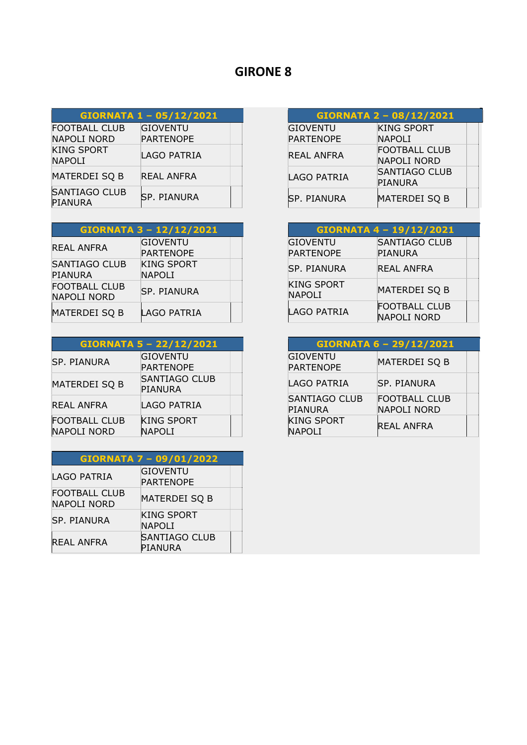# GIRONE 8

| GIORNATA 1 – 05/12/2021 | | |
|---|---|---|
| FOOTBALL CLUB NAPOLI NORD | GIOVENTU PARTENOPE | |
| KING SPORT NAPOLI | LAGO PATRIA | |
| MATERDEI SQ B | REAL ANFRA | |
| SANTIAGO CLUB PIANURA | SP. PIANURA | |

| GIORNATA 2 – 08/12/2021 | | |
|---|---|---|
| GIOVENTU PARTENOPE | KING SPORT NAPOLI | |
| REAL ANFRA | FOOTBALL CLUB NAPOLI NORD | |
| LAGO PATRIA | SANTIAGO CLUB PIANURA | |
| SP. PIANURA | MATERDEI SQ B | |

| GIORNATA 3 – 12/12/2021 | | |
|---|---|---|
| REAL ANFRA | GIOVENTU PARTENOPE | |
| SANTIAGO CLUB PIANURA | KING SPORT NAPOLI | |
| FOOTBALL CLUB NAPOLI NORD | SP. PIANURA | |
| MATERDEI SQ B | LAGO PATRIA | |

| GIORNATA 4 – 19/12/2021 | | |
|---|---|---|
| GIOVENTU PARTENOPE | SANTIAGO CLUB PIANURA | |
| SP. PIANURA | REAL ANFRA | |
| KING SPORT NAPOLI | MATERDEI SQ B | |
| LAGO PATRIA | FOOTBALL CLUB NAPOLI NORD | |

| GIORNATA 5 – 22/12/2021 | | |
|---|---|---|
| SP. PIANURA | GIOVENTU PARTENOPE | |
| MATERDEI SQ B | SANTIAGO CLUB PIANURA | |
| REAL ANFRA | LAGO PATRIA | |
| FOOTBALL CLUB NAPOLI NORD | KING SPORT NAPOLI | |

| GIORNATA 6 – 29/12/2021 | | |
|---|---|---|
| GIOVENTU PARTENOPE | MATERDEI SQ B | |
| LAGO PATRIA | SP. PIANURA | |
| SANTIAGO CLUB PIANURA | FOOTBALL CLUB NAPOLI NORD | |
| KING SPORT NAPOLI | REAL ANFRA | |

| GIORNATA 7 – 09/01/2022 | | |
|---|---|---|
| LAGO PATRIA | GIOVENTU PARTENOPE | |
| FOOTBALL CLUB NAPOLI NORD | MATERDEI SQ B | |
| SP. PIANURA | KING SPORT NAPOLI | |
| REAL ANFRA | SANTIAGO CLUB PIANURA | |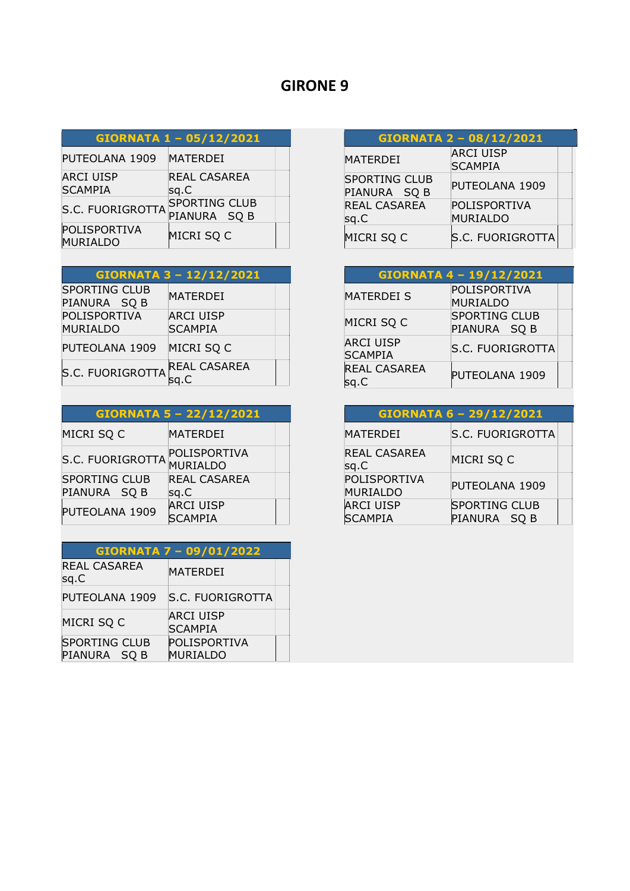# GIRONE 9

| GIORNATA 1 – 05/12/2021 | |
|---|---|
| PUTEOLANA 1909 | MATERDEI |
| ARCI UISP SCAMPIA | REAL CASAREA sq.C |
| S.C. FUORIGROTTA | SPORTING CLUB PIANURA SQ B |
| POLISPORTIVA MURIALDO | MICRI SQ C |

| GIORNATA 2 – 08/12/2021 | |
|---|---|
| MATERDEI | ARCI UISP SCAMPIA |
| SPORTING CLUB PIANURA SQ B | PUTEOLANA 1909 |
| REAL CASAREA sq.C | POLISPORTIVA MURIALDO |
| MICRI SQ C | S.C. FUORIGROTTA |

| GIORNATA 3 – 12/12/2021 | |
|---|---|
| SPORTING CLUB PIANURA SQ B | MATERDEI |
| POLISPORTIVA MURIALDO | ARCI UISP SCAMPIA |
| PUTEOLANA 1909 | MICRI SQ C |
| S.C. FUORIGROTTA | REAL CASAREA sq.C |

| GIORNATA 4 – 19/12/2021 | |
|---|---|
| MATERDEI S | POLISPORTIVA MURIALDO |
| MICRI SQ C | SPORTING CLUB PIANURA SQ B |
| ARCI UISP SCAMPIA | S.C. FUORIGROTTA |
| REAL CASAREA sq.C | PUTEOLANA 1909 |

| GIORNATA 5 – 22/12/2021 | |
|---|---|
| MICRI SQ C | MATERDEI |
| S.C. FUORIGROTTA | POLISPORTIVA MURIALDO |
| SPORTING CLUB PIANURA SQ B | REAL CASAREA sq.C |
| PUTEOLANA 1909 | ARCI UISP SCAMPIA |

| GIORNATA 6 – 29/12/2021 | |
|---|---|
| MATERDEI | S.C. FUORIGROTTA |
| REAL CASAREA sq.C | MICRI SQ C |
| POLISPORTIVA MURIALDO | PUTEOLANA 1909 |
| ARCI UISP SCAMPIA | SPORTING CLUB PIANURA SQ B |

| GIORNATA 7 – 09/01/2022 | |
|---|---|
| REAL CASAREA sq.C | MATERDEI |
| PUTEOLANA 1909 | S.C. FUORIGROTTA |
| MICRI SQ C | ARCI UISP SCAMPIA |
| SPORTING CLUB PIANURA SQ B | POLISPORTIVA MURIALDO |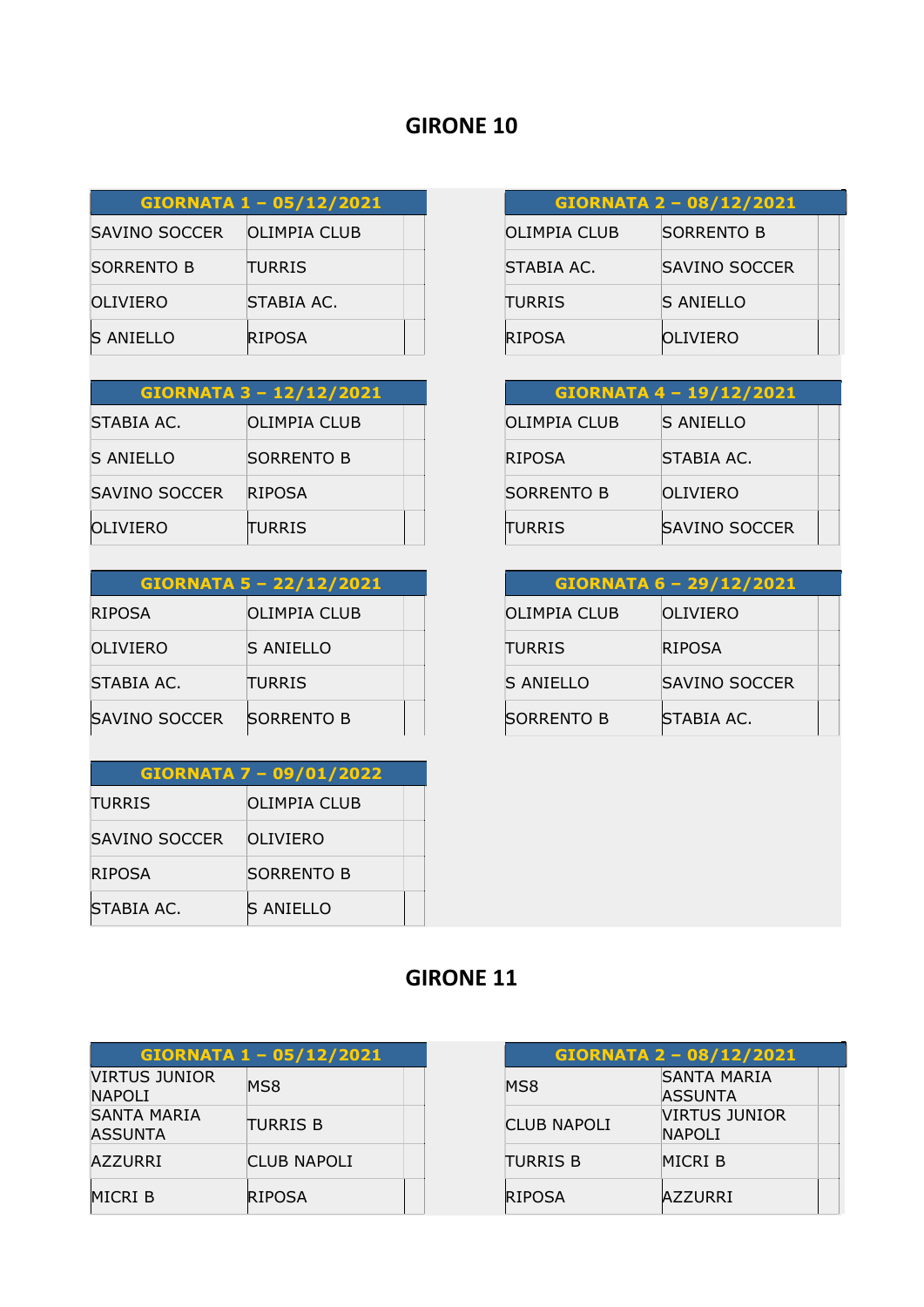# GIRONE 10

| GIORNATA 1 – 05/12/2021 | | |
|---|---|---|
| SAVINO SOCCER | OLIMPIA CLUB | |
| SORRENTO B | TURRIS | |
| OLIVIERO | STABIA AC. | |
| S ANIELLO | RIPOSA | |

| GIORNATA 2 – 08/12/2021 | | |
|---|---|---|
| OLIMPIA CLUB | SORRENTO B | |
| STABIA AC. | SAVINO SOCCER | |
| TURRIS | S ANIELLO | |
| RIPOSA | OLIVIERO | |

| GIORNATA 3 – 12/12/2021 | | |
|---|---|---|
| STABIA AC. | OLIMPIA CLUB | |
| S ANIELLO | SORRENTO B | |
| SAVINO SOCCER | RIPOSA | |
| OLIVIERO | TURRIS | |

| GIORNATA 4 – 19/12/2021 | | |
|---|---|---|
| OLIMPIA CLUB | S ANIELLO | |
| RIPOSA | STABIA AC. | |
| SORRENTO B | OLIVIERO | |
| TURRIS | SAVINO SOCCER | |

| GIORNATA 5 – 22/12/2021 | | |
|---|---|---|
| RIPOSA | OLIMPIA CLUB | |
| OLIVIERO | S ANIELLO | |
| STABIA AC. | TURRIS | |
| SAVINO SOCCER | SORRENTO B | |

| GIORNATA 6 – 29/12/2021 | | |
|---|---|---|
| OLIMPIA CLUB | OLIVIERO | |
| TURRIS | RIPOSA | |
| S ANIELLO | SAVINO SOCCER | |
| SORRENTO B | STABIA AC. | |

| GIORNATA 7 – 09/01/2022 | | |
|---|---|---|
| TURRIS | OLIMPIA CLUB | |
| SAVINO SOCCER | OLIVIERO | |
| RIPOSA | SORRENTO B | |
| STABIA AC. | S ANIELLO | |

# GIRONE 11

| GIORNATA 1 – 05/12/2021 | | |
|---|---|---|
| VIRTUS JUNIOR NAPOLI | MS8 | |
| SANTA MARIA ASSUNTA | TURRIS B | |
| AZZURRI | CLUB NAPOLI | |
| MICRI B | RIPOSA | |

| GIORNATA 2 – 08/12/2021 | | |
|---|---|---|
| MS8 | SANTA MARIA ASSUNTA | |
| CLUB NAPOLI | VIRTUS JUNIOR NAPOLI | |
| TURRIS B | MICRI B | |
| RIPOSA | AZZURRI | |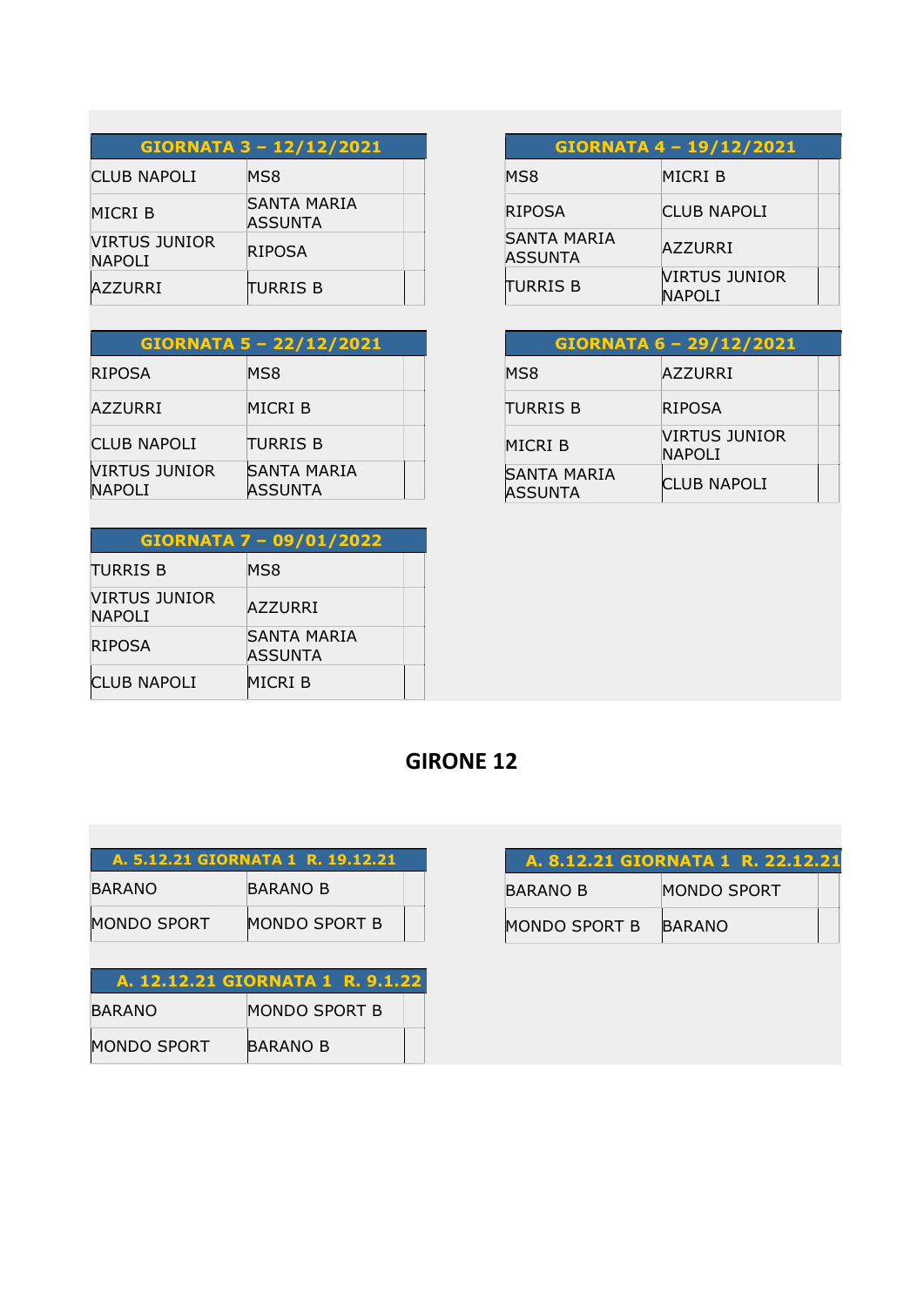| GIORNATA 3 – 12/12/2021 | | |
|---|---|---|
| CLUB NAPOLI | MS8 | |
| MICRI B | SANTA MARIA ASSUNTA | |
| VIRTUS JUNIOR NAPOLI | RIPOSA | |
| AZZURRI | TURRIS B | |

| GIORNATA 4 – 19/12/2021 | | |
|---|---|---|
| MS8 | MICRI B | |
| RIPOSA | CLUB NAPOLI | |
| SANTA MARIA ASSUNTA | AZZURRI | |
| TURRIS B | VIRTUS JUNIOR NAPOLI | |

| GIORNATA 5 – 22/12/2021 | | |
|---|---|---|
| RIPOSA | MS8 | |
| AZZURRI | MICRI B | |
| CLUB NAPOLI | TURRIS B | |
| VIRTUS JUNIOR NAPOLI | SANTA MARIA ASSUNTA | |

| GIORNATA 6 – 29/12/2021 | | |
|---|---|---|
| MS8 | AZZURRI | |
| TURRIS B | RIPOSA | |
| MICRI B | VIRTUS JUNIOR NAPOLI | |
| SANTA MARIA ASSUNTA | CLUB NAPOLI | |

| GIORNATA 7 – 09/01/2022 | | |
|---|---|---|
| TURRIS B | MS8 | |
| VIRTUS JUNIOR NAPOLI | AZZURRI | |
| RIPOSA | SANTA MARIA ASSUNTA | |
| CLUB NAPOLI | MICRI B | |

## GIRONE 12

| A. 5.12.21 GIORNATA 1 R. 19.12.21 | | |
|---|---|---|
| BARANO | BARANO B | |
| MONDO SPORT | MONDO SPORT B | |

| A. 8.12.21 GIORNATA 1 R. 22.12.21 | | |
|---|---|---|
| BARANO B | MONDO SPORT | |
| MONDO SPORT B | BARANO | |

| A. 12.12.21 GIORNATA 1 R. 9.1.22 | | |
|---|---|---|
| BARANO | MONDO SPORT B | |
| MONDO SPORT | BARANO B | |